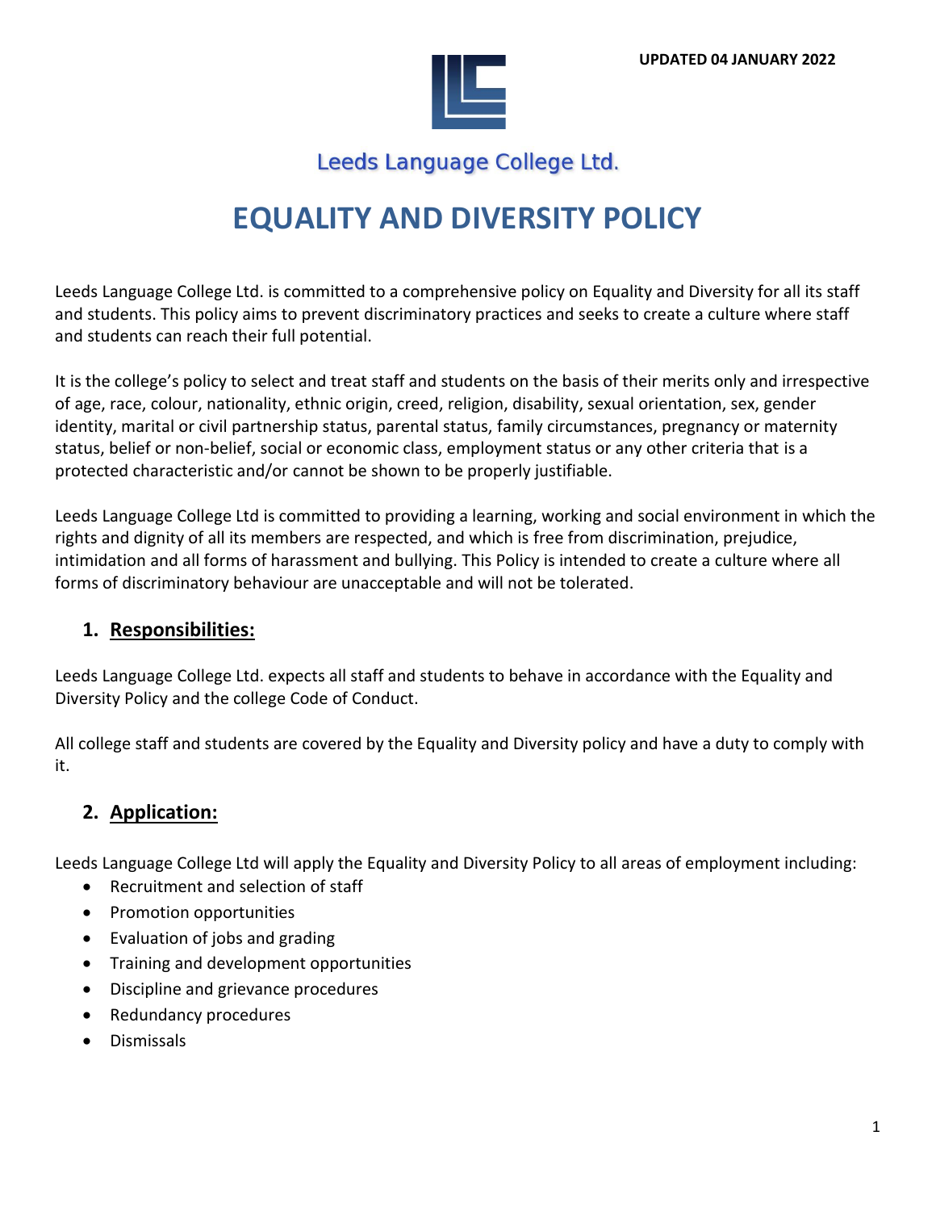UPDATED 04 JANUARY 2022

Leeds Language College Ltd.

# EQUALITY AND DIVERSITY POLICY

Leeds Language College Ltd. is committed to a comprehensive policy on Equality and Diversity for all its staff and students. This policy aims to prevent discriminatory practices and seeks to create a culture where staff and students can reach their full potential.

It is the college's policy to select and treat staff and students on the basis of their merits only and irrespective of age, race, colour, nationality, ethnic origin, creed, religion, disability, sexual orientation, sex, gender identity, marital or civil partnership status, parental status, family circumstances, pregnancy or maternity status, belief or non-belief, social or economic class, employment status or any other criteria that is a protected characteristic and/or cannot be shown to be properly justifiable.

Leeds Language College Ltd is committed to providing a learning, working and social environment in which the rights and dignity of all its members are respected, and which is free from discrimination, prejudice, intimidation and all forms of harassment and bullying. This Policy is intended to create a culture where all forms of discriminatory behaviour are unacceptable and will not be tolerated.

## 1. Responsibilities:

Leeds Language College Ltd. expects all staff and students to behave in accordance with the Equality and Diversity Policy and the college Code of Conduct.

All college staff and students are covered by the Equality and Diversity policy and have a duty to comply with it.

## 2. Application:

Leeds Language College Ltd will apply the Equality and Diversity Policy to all areas of employment including:

- Recruitment and selection of staff
- Promotion opportunities
- Evaluation of jobs and grading
- Training and development opportunities
- Discipline and grievance procedures
- Redundancy procedures
- Dismissals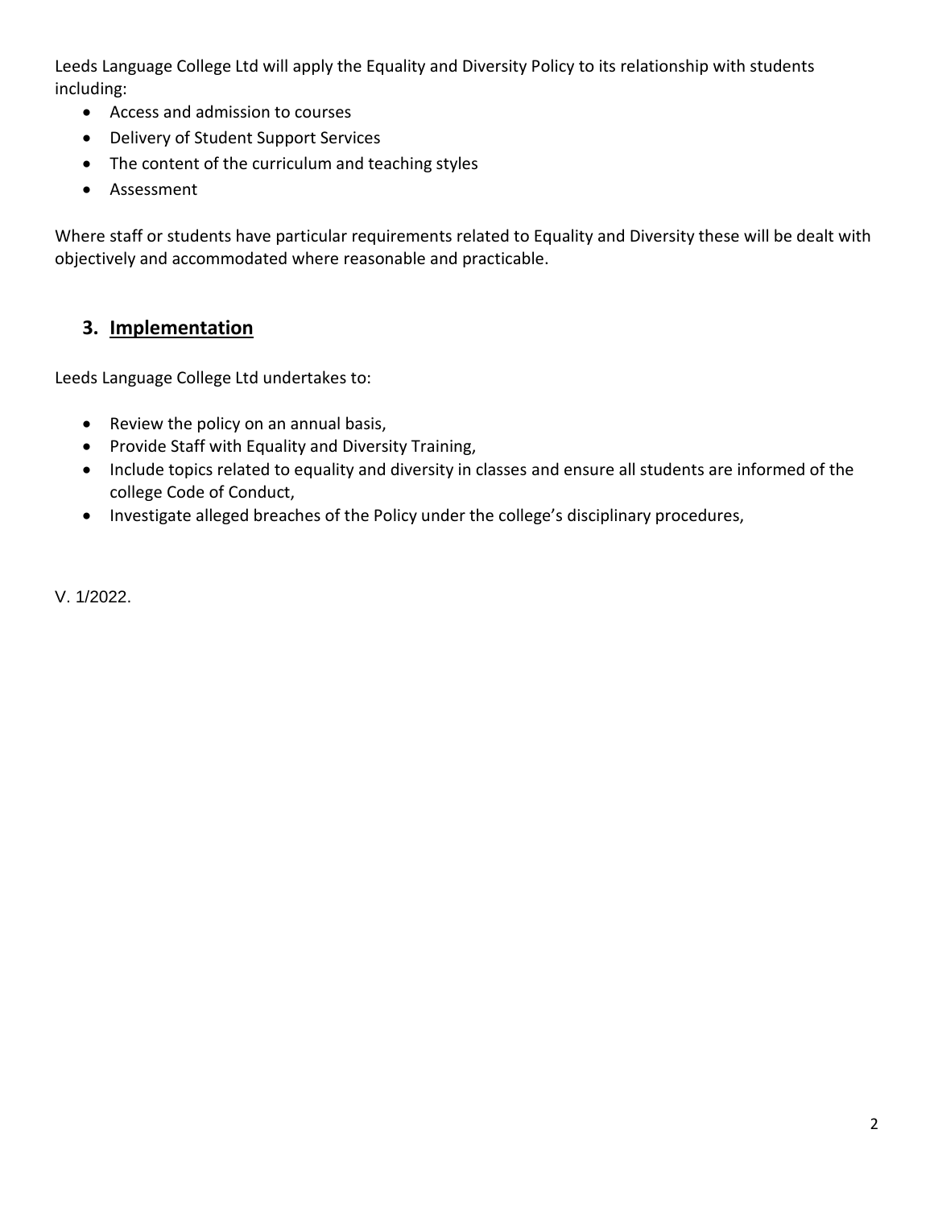Leeds Language College Ltd will apply the Equality and Diversity Policy to its relationship with students including:

- Access and admission to courses
- Delivery of Student Support Services
- The content of the curriculum and teaching styles
- Assessment

Where staff or students have particular requirements related to Equality and Diversity these will be dealt with objectively and accommodated where reasonable and practicable.

## 3. Implementation

Leeds Language College Ltd undertakes to:

- Review the policy on an annual basis,
- Provide Staff with Equality and Diversity Training,
- Include topics related to equality and diversity in classes and ensure all students are informed of the college Code of Conduct,
- Investigate alleged breaches of the Policy under the college's disciplinary procedures,

V. 1/2022.